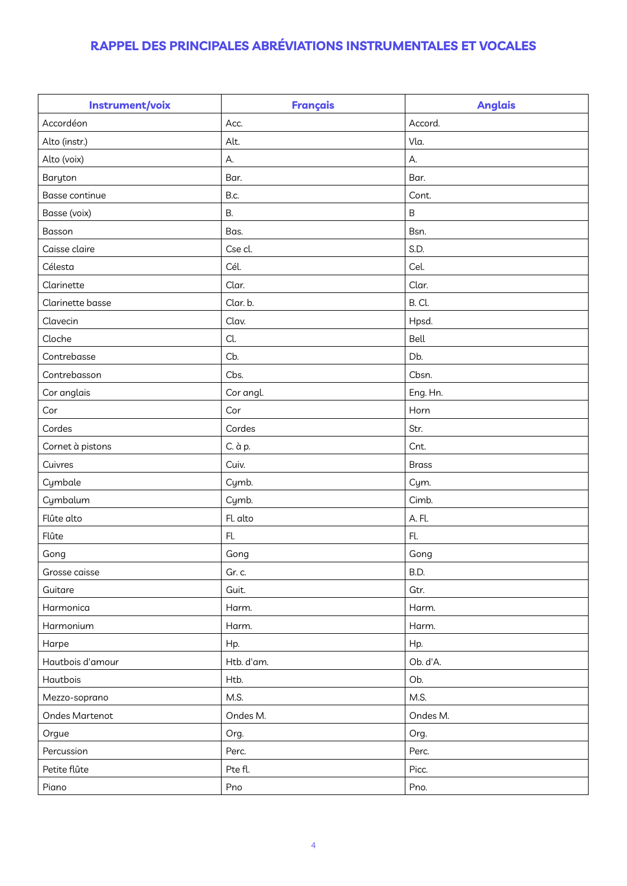## RAPPEL DES PRINCIPALES ABRÉVIATIONS INSTRUMENTALES ET VOCALES

| Instrument/voix | Français | Anglais |
|---|---|---|
| Accordéon | Acc. | Accord. |
| Alto (instr.) | Alt. | Vla. |
| Alto (voix) | A. | A. |
| Baryton | Bar. | Bar. |
| Basse continue | B.c. | Cont. |
| Basse (voix) | B. | B |
| Basson | Bas. | Bsn. |
| Caisse claire | Cse cl. | S.D. |
| Célesta | Cél. | Cel. |
| Clarinette | Clar. | Clar. |
| Clarinette basse | Clar. b. | B. Cl. |
| Clavecin | Clav. | Hpsd. |
| Cloche | Cl. | Bell |
| Contrebasse | Cb. | Db. |
| Contrebasson | Cbs. | Cbsn. |
| Cor anglais | Cor angl. | Eng. Hn. |
| Cor | Cor | Horn |
| Cordes | Cordes | Str. |
| Cornet à pistons | C. à p. | Cnt. |
| Cuivres | Cuiv. | Brass |
| Cymbale | Cymb. | Cym. |
| Cymbalum | Cymb. | Cimb. |
| Flûte alto | Fl. alto | A. Fl. |
| Flûte | Fl. | Fl. |
| Gong | Gong | Gong |
| Grosse caisse | Gr. c. | B.D. |
| Guitare | Guit. | Gtr. |
| Harmonica | Harm. | Harm. |
| Harmonium | Harm. | Harm. |
| Harpe | Hp. | Hp. |
| Hautbois d'amour | Htb. d'am. | Ob. d'A. |
| Hautbois | Htb. | Ob. |
| Mezzo-soprano | M.S. | M.S. |
| Ondes Martenot | Ondes M. | Ondes M. |
| Orgue | Org. | Org. |
| Percussion | Perc. | Perc. |
| Petite flûte | Pte fl. | Picc. |
| Piano | Pno | Pno. |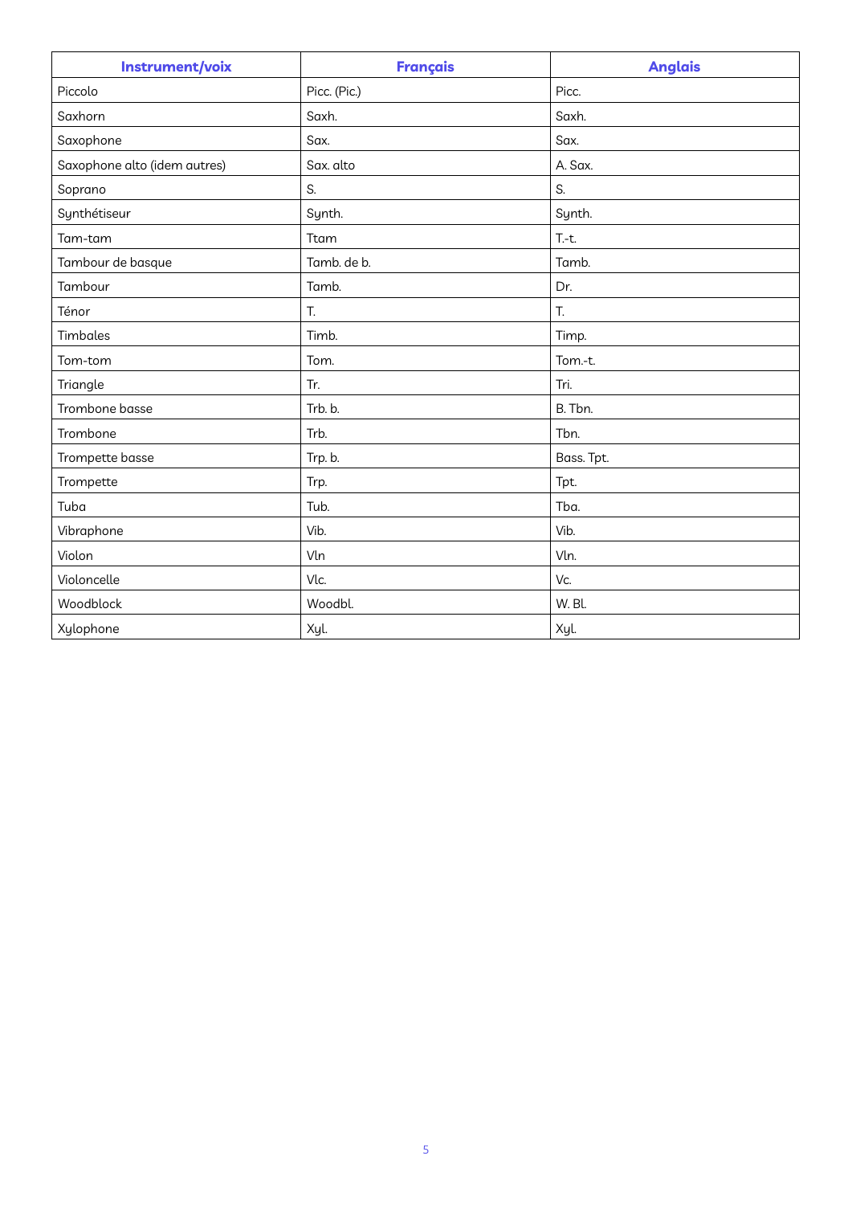| Instrument/voix | Français | Anglais |
|---|---|---|
| Piccolo | Picc. (Pic.) | Picc. |
| Saxhorn | Saxh. | Saxh. |
| Saxophone | Sax. | Sax. |
| Saxophone alto (idem autres) | Sax. alto | A. Sax. |
| Soprano | S. | S. |
| Synthétiseur | Synth. | Synth. |
| Tam-tam | Ttam | T.-t. |
| Tambour de basque | Tamb. de b. | Tamb. |
| Tambour | Tamb. | Dr. |
| Ténor | T. | T. |
| Timbales | Timb. | Timp. |
| Tom-tom | Tom. | Tom.-t. |
| Triangle | Tr. | Tri. |
| Trombone basse | Trb. b. | B. Tbn. |
| Trombone | Trb. | Tbn. |
| Trompette basse | Trp. b. | Bass. Tpt. |
| Trompette | Trp. | Tpt. |
| Tuba | Tub. | Tba. |
| Vibraphone | Vib. | Vib. |
| Violon | Vln | Vln. |
| Violoncelle | Vlc. | Vc. |
| Woodblock | Woodbl. | W. Bl. |
| Xylophone | Xyl. | Xyl. |